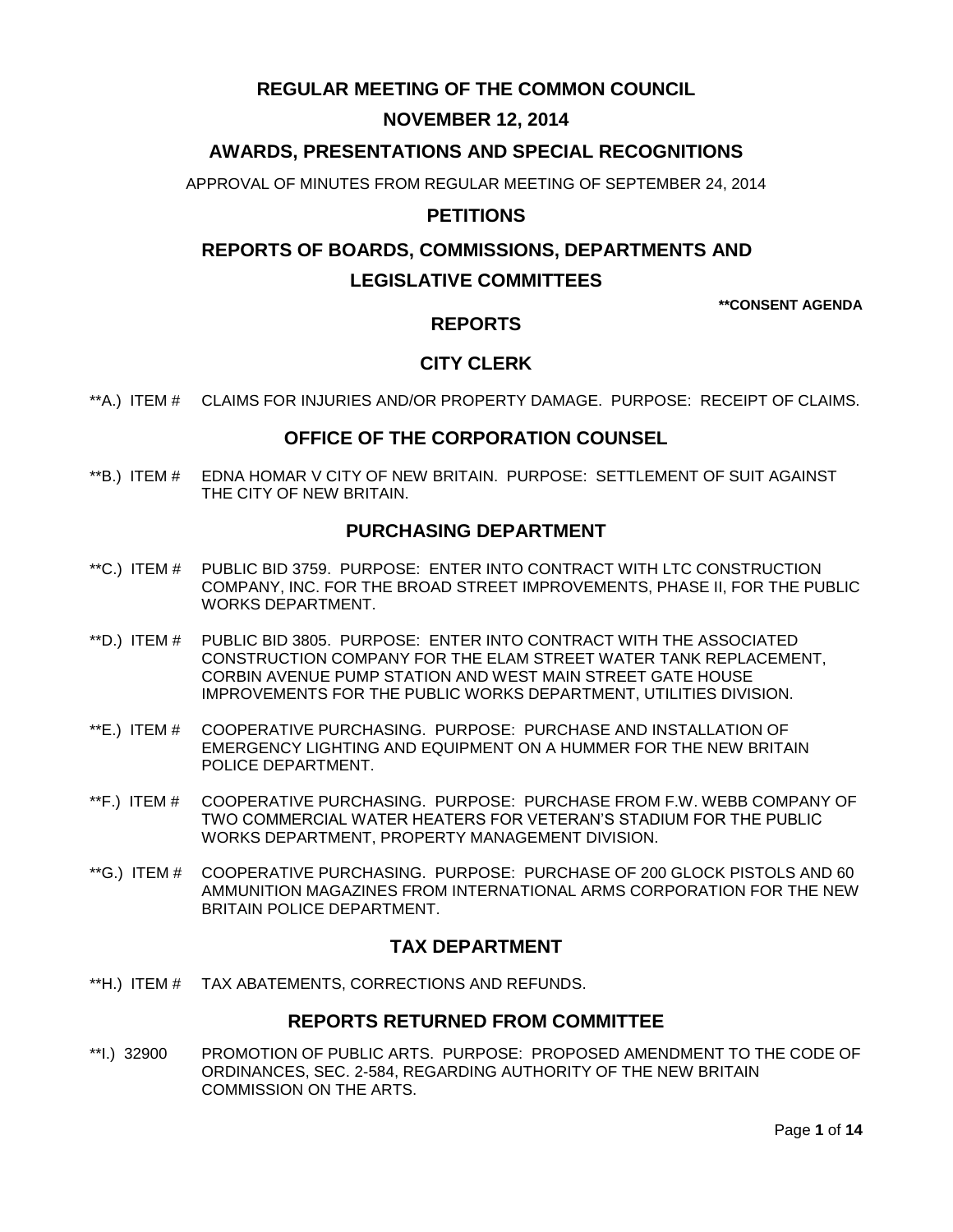# REGULAR MEETING OF THE COMMON COUNCIL

## NOVEMBER 12, 2014

## AWARDS, PRESENTATIONS AND SPECIAL RECOGNITIONS

APPROVAL OF MINUTES FROM REGULAR MEETING OF SEPTEMBER 24, 2014

## PETITIONS

## REPORTS OF BOARDS, COMMISSIONS, DEPARTMENTS AND LEGISLATIVE COMMITTEES

**\*\*CONSENT AGENDA**

## REPORTS

## CITY CLERK

**A.) ITEM # CLAIMS FOR INJURIES AND/OR PROPERTY DAMAGE. PURPOSE: RECEIPT OF CLAIMS.

## OFFICE OF THE CORPORATION COUNSEL

**B.) ITEM # EDNA HOMAR V CITY OF NEW BRITAIN. PURPOSE: SETTLEMENT OF SUIT AGAINST THE CITY OF NEW BRITAIN.

## PURCHASING DEPARTMENT

**C.) ITEM # PUBLIC BID 3759. PURPOSE: ENTER INTO CONTRACT WITH LTC CONSTRUCTION COMPANY, INC. FOR THE BROAD STREET IMPROVEMENTS, PHASE II, FOR THE PUBLIC WORKS DEPARTMENT.

**D.) ITEM # PUBLIC BID 3805. PURPOSE: ENTER INTO CONTRACT WITH THE ASSOCIATED CONSTRUCTION COMPANY FOR THE ELAM STREET WATER TANK REPLACEMENT, CORBIN AVENUE PUMP STATION AND WEST MAIN STREET GATE HOUSE IMPROVEMENTS FOR THE PUBLIC WORKS DEPARTMENT, UTILITIES DIVISION.

**E.) ITEM # COOPERATIVE PURCHASING. PURPOSE: PURCHASE AND INSTALLATION OF EMERGENCY LIGHTING AND EQUIPMENT ON A HUMMER FOR THE NEW BRITAIN POLICE DEPARTMENT.

**F.) ITEM # COOPERATIVE PURCHASING. PURPOSE: PURCHASE FROM F.W. WEBB COMPANY OF TWO COMMERCIAL WATER HEATERS FOR VETERAN'S STADIUM FOR THE PUBLIC WORKS DEPARTMENT, PROPERTY MANAGEMENT DIVISION.

**G.) ITEM # COOPERATIVE PURCHASING. PURPOSE: PURCHASE OF 200 GLOCK PISTOLS AND 60 AMMUNITION MAGAZINES FROM INTERNATIONAL ARMS CORPORATION FOR THE NEW BRITAIN POLICE DEPARTMENT.

## TAX DEPARTMENT

**H.) ITEM # TAX ABATEMENTS, CORRECTIONS AND REFUNDS.

## REPORTS RETURNED FROM COMMITTEE

**I.) 32900 PROMOTION OF PUBLIC ARTS. PURPOSE: PROPOSED AMENDMENT TO THE CODE OF ORDINANCES, SEC. 2-584, REGARDING AUTHORITY OF THE NEW BRITAIN COMMISSION ON THE ARTS.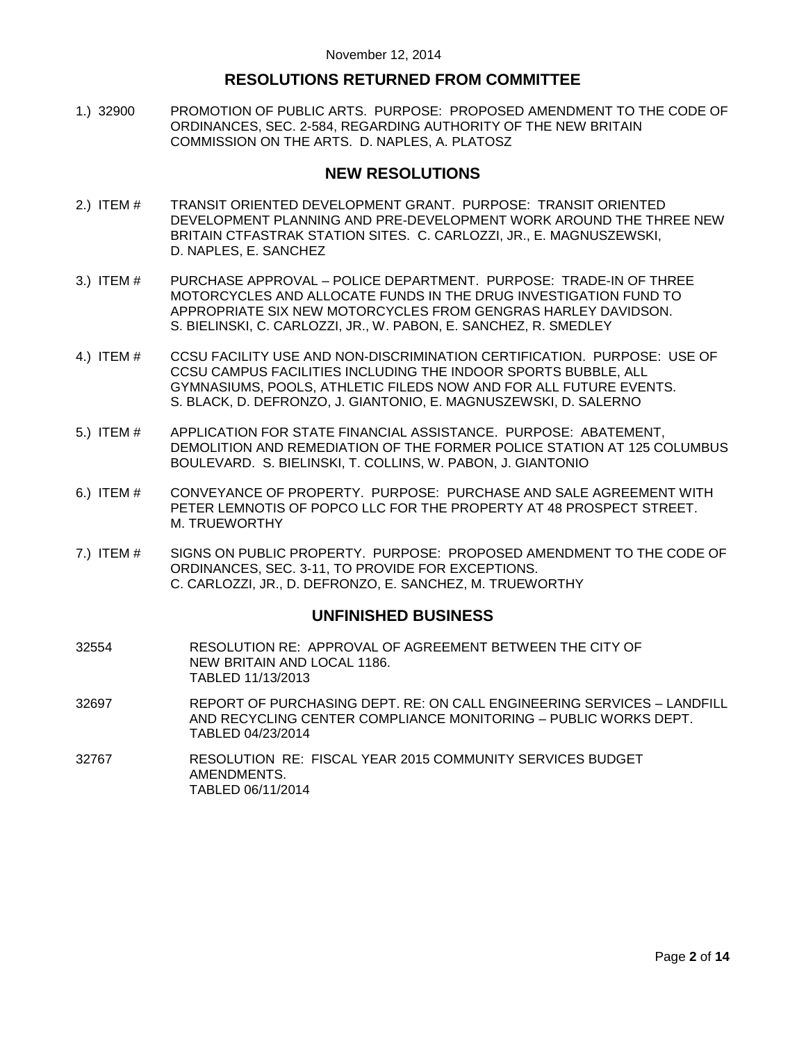November 12, 2014

## RESOLUTIONS RETURNED FROM COMMITTEE

1.) 32900 PROMOTION OF PUBLIC ARTS. PURPOSE: PROPOSED AMENDMENT TO THE CODE OF ORDINANCES, SEC. 2-584, REGARDING AUTHORITY OF THE NEW BRITAIN COMMISSION ON THE ARTS. D. NAPLES, A. PLATOSZ

## NEW RESOLUTIONS

2.) ITEM # TRANSIT ORIENTED DEVELOPMENT GRANT. PURPOSE: TRANSIT ORIENTED DEVELOPMENT PLANNING AND PRE-DEVELOPMENT WORK AROUND THE THREE NEW BRITAIN CTFASTRAK STATION SITES. C. CARLOZZI, JR., E. MAGNUSZEWSKI, D. NAPLES, E. SANCHEZ

3.) ITEM # PURCHASE APPROVAL – POLICE DEPARTMENT. PURPOSE: TRADE-IN OF THREE MOTORCYCLES AND ALLOCATE FUNDS IN THE DRUG INVESTIGATION FUND TO APPROPRIATE SIX NEW MOTORCYCLES FROM GENGRAS HARLEY DAVIDSON. S. BIELINSKI, C. CARLOZZI, JR., W. PABON, E. SANCHEZ, R. SMEDLEY

4.) ITEM # CCSU FACILITY USE AND NON-DISCRIMINATION CERTIFICATION. PURPOSE: USE OF CCSU CAMPUS FACILITIES INCLUDING THE INDOOR SPORTS BUBBLE, ALL GYMNASIUMS, POOLS, ATHLETIC FILEDS NOW AND FOR ALL FUTURE EVENTS. S. BLACK, D. DEFRONZO, J. GIANTONIO, E. MAGNUSZEWSKI, D. SALERNO

5.) ITEM # APPLICATION FOR STATE FINANCIAL ASSISTANCE. PURPOSE: ABATEMENT, DEMOLITION AND REMEDIATION OF THE FORMER POLICE STATION AT 125 COLUMBUS BOULEVARD. S. BIELINSKI, T. COLLINS, W. PABON, J. GIANTONIO

6.) ITEM # CONVEYANCE OF PROPERTY. PURPOSE: PURCHASE AND SALE AGREEMENT WITH PETER LEMNOTIS OF POPCO LLC FOR THE PROPERTY AT 48 PROSPECT STREET. M. TRUEWORTHY

7.) ITEM # SIGNS ON PUBLIC PROPERTY. PURPOSE: PROPOSED AMENDMENT TO THE CODE OF ORDINANCES, SEC. 3-11, TO PROVIDE FOR EXCEPTIONS. C. CARLOZZI, JR., D. DEFRONZO, E. SANCHEZ, M. TRUEWORTHY

## UNFINISHED BUSINESS

32554 RESOLUTION RE: APPROVAL OF AGREEMENT BETWEEN THE CITY OF NEW BRITAIN AND LOCAL 1186.
TABLED 11/13/2013

32697 REPORT OF PURCHASING DEPT. RE: ON CALL ENGINEERING SERVICES – LANDFILL AND RECYCLING CENTER COMPLIANCE MONITORING – PUBLIC WORKS DEPT.
TABLED 04/23/2014

32767 RESOLUTION RE: FISCAL YEAR 2015 COMMUNITY SERVICES BUDGET AMENDMENTS.
TABLED 06/11/2014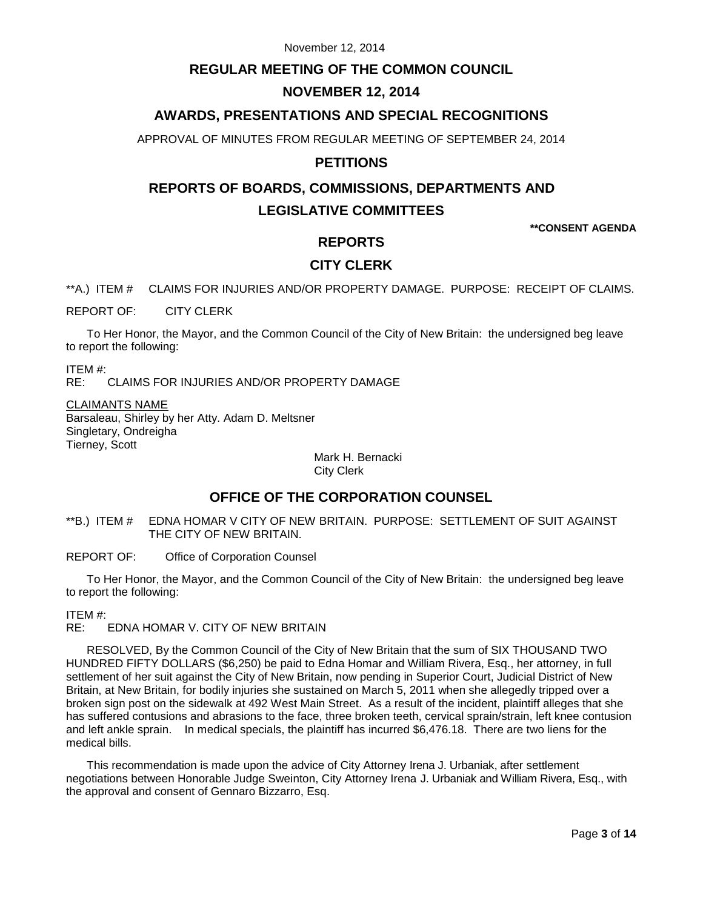## REGULAR MEETING OF THE COMMON COUNCIL

## NOVEMBER 12, 2014

## AWARDS, PRESENTATIONS AND SPECIAL RECOGNITIONS

APPROVAL OF MINUTES FROM REGULAR MEETING OF SEPTEMBER 24, 2014

## PETITIONS

## REPORTS OF BOARDS, COMMISSIONS, DEPARTMENTS AND LEGISLATIVE COMMITTEES

**\*\*CONSENT AGENDA**

## REPORTS

## CITY CLERK

**A.) ITEM # CLAIMS FOR INJURIES AND/OR PROPERTY DAMAGE. PURPOSE: RECEIPT OF CLAIMS.

REPORT OF: CITY CLERK

To Her Honor, the Mayor, and the Common Council of the City of New Britain: the undersigned beg leave to report the following:

ITEM #:
RE: CLAIMS FOR INJURIES AND/OR PROPERTY DAMAGE

<u>CLAIMANTS NAME</u>
Barsaleau, Shirley by her Atty. Adam D. Meltsner
Singletary, Ondreigha
Tierney, Scott

Mark H. Bernacki
City Clerk

## OFFICE OF THE CORPORATION COUNSEL

**B.) ITEM # EDNA HOMAR V CITY OF NEW BRITAIN. PURPOSE: SETTLEMENT OF SUIT AGAINST THE CITY OF NEW BRITAIN.

REPORT OF: Office of Corporation Counsel

To Her Honor, the Mayor, and the Common Council of the City of New Britain: the undersigned beg leave to report the following:

ITEM #:
RE: EDNA HOMAR V. CITY OF NEW BRITAIN

RESOLVED, By the Common Council of the City of New Britain that the sum of SIX THOUSAND TWO HUNDRED FIFTY DOLLARS ($6,250) be paid to Edna Homar and William Rivera, Esq., her attorney, in full settlement of her suit against the City of New Britain, now pending in Superior Court, Judicial District of New Britain, at New Britain, for bodily injuries she sustained on March 5, 2011 when she allegedly tripped over a broken sign post on the sidewalk at 492 West Main Street. As a result of the incident, plaintiff alleges that she has suffered contusions and abrasions to the face, three broken teeth, cervical sprain/strain, left knee contusion and left ankle sprain. In medical specials, the plaintiff has incurred $6,476.18. There are two liens for the medical bills.

This recommendation is made upon the advice of City Attorney Irena J. Urbaniak, after settlement negotiations between Honorable Judge Sweinton, City Attorney Irena J. Urbaniak and William Rivera, Esq., with the approval and consent of Gennaro Bizzarro, Esq.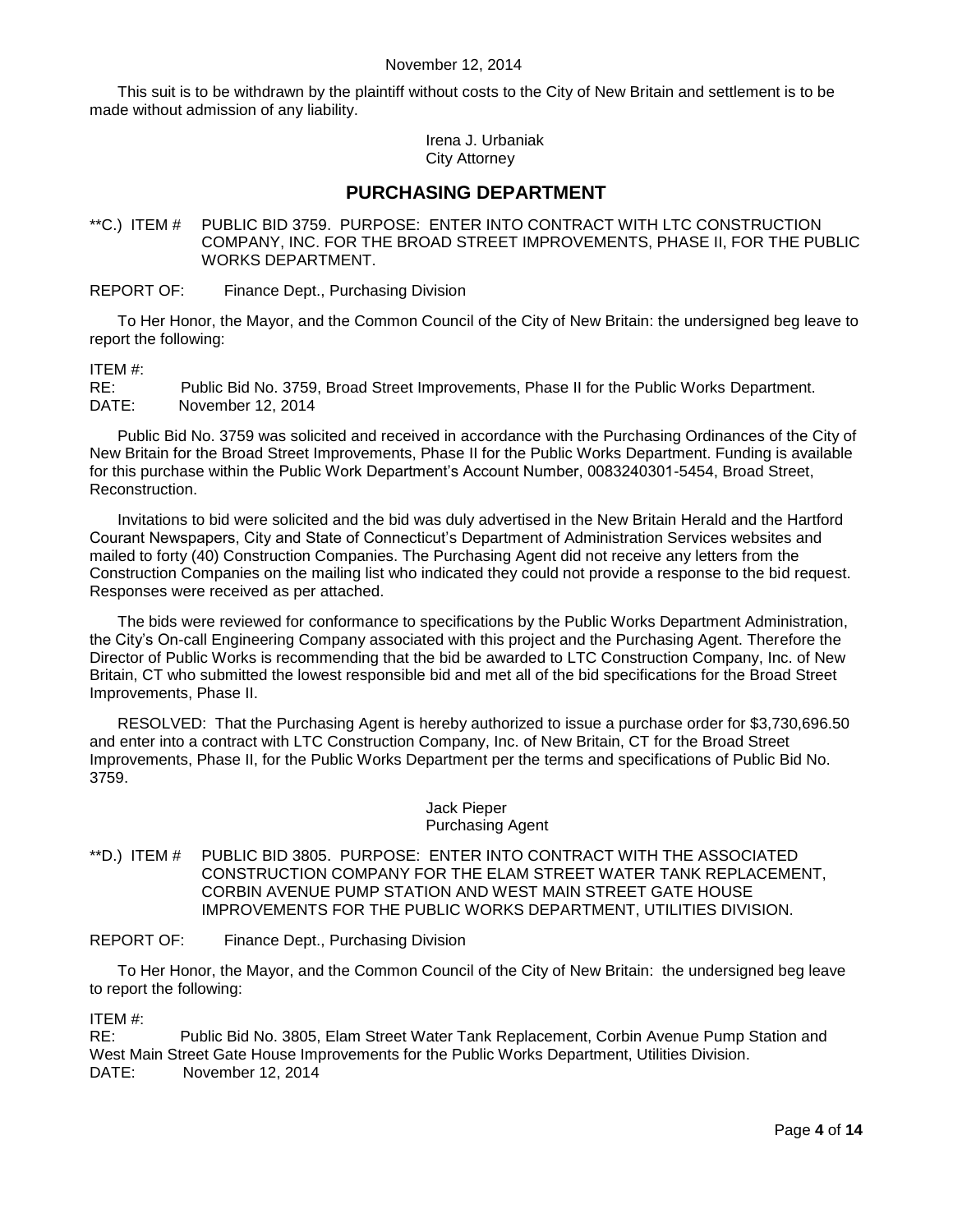This suit is to be withdrawn by the plaintiff without costs to the City of New Britain and settlement is to be made without admission of any liability.

Irena J. Urbaniak
City Attorney

## PURCHASING DEPARTMENT

**C.) ITEM # PUBLIC BID 3759. PURPOSE: ENTER INTO CONTRACT WITH LTC CONSTRUCTION COMPANY, INC. FOR THE BROAD STREET IMPROVEMENTS, PHASE II, FOR THE PUBLIC WORKS DEPARTMENT.

REPORT OF: Finance Dept., Purchasing Division

To Her Honor, the Mayor, and the Common Council of the City of New Britain: the undersigned beg leave to report the following:

ITEM #:
RE: Public Bid No. 3759, Broad Street Improvements, Phase II for the Public Works Department.
DATE: November 12, 2014

Public Bid No. 3759 was solicited and received in accordance with the Purchasing Ordinances of the City of New Britain for the Broad Street Improvements, Phase II for the Public Works Department. Funding is available for this purchase within the Public Work Department's Account Number, 0083240301-5454, Broad Street, Reconstruction.

Invitations to bid were solicited and the bid was duly advertised in the New Britain Herald and the Hartford Courant Newspapers, City and State of Connecticut's Department of Administration Services websites and mailed to forty (40) Construction Companies. The Purchasing Agent did not receive any letters from the Construction Companies on the mailing list who indicated they could not provide a response to the bid request. Responses were received as per attached.

The bids were reviewed for conformance to specifications by the Public Works Department Administration, the City's On-call Engineering Company associated with this project and the Purchasing Agent. Therefore the Director of Public Works is recommending that the bid be awarded to LTC Construction Company, Inc. of New Britain, CT who submitted the lowest responsible bid and met all of the bid specifications for the Broad Street Improvements, Phase II.

RESOLVED: That the Purchasing Agent is hereby authorized to issue a purchase order for $3,730,696.50 and enter into a contract with LTC Construction Company, Inc. of New Britain, CT for the Broad Street Improvements, Phase II, for the Public Works Department per the terms and specifications of Public Bid No. 3759.

Jack Pieper
Purchasing Agent

**D.) ITEM # PUBLIC BID 3805. PURPOSE: ENTER INTO CONTRACT WITH THE ASSOCIATED CONSTRUCTION COMPANY FOR THE ELAM STREET WATER TANK REPLACEMENT, CORBIN AVENUE PUMP STATION AND WEST MAIN STREET GATE HOUSE IMPROVEMENTS FOR THE PUBLIC WORKS DEPARTMENT, UTILITIES DIVISION.

REPORT OF: Finance Dept., Purchasing Division

To Her Honor, the Mayor, and the Common Council of the City of New Britain: the undersigned beg leave to report the following:

ITEM #:
RE: Public Bid No. 3805, Elam Street Water Tank Replacement, Corbin Avenue Pump Station and West Main Street Gate House Improvements for the Public Works Department, Utilities Division.
DATE: November 12, 2014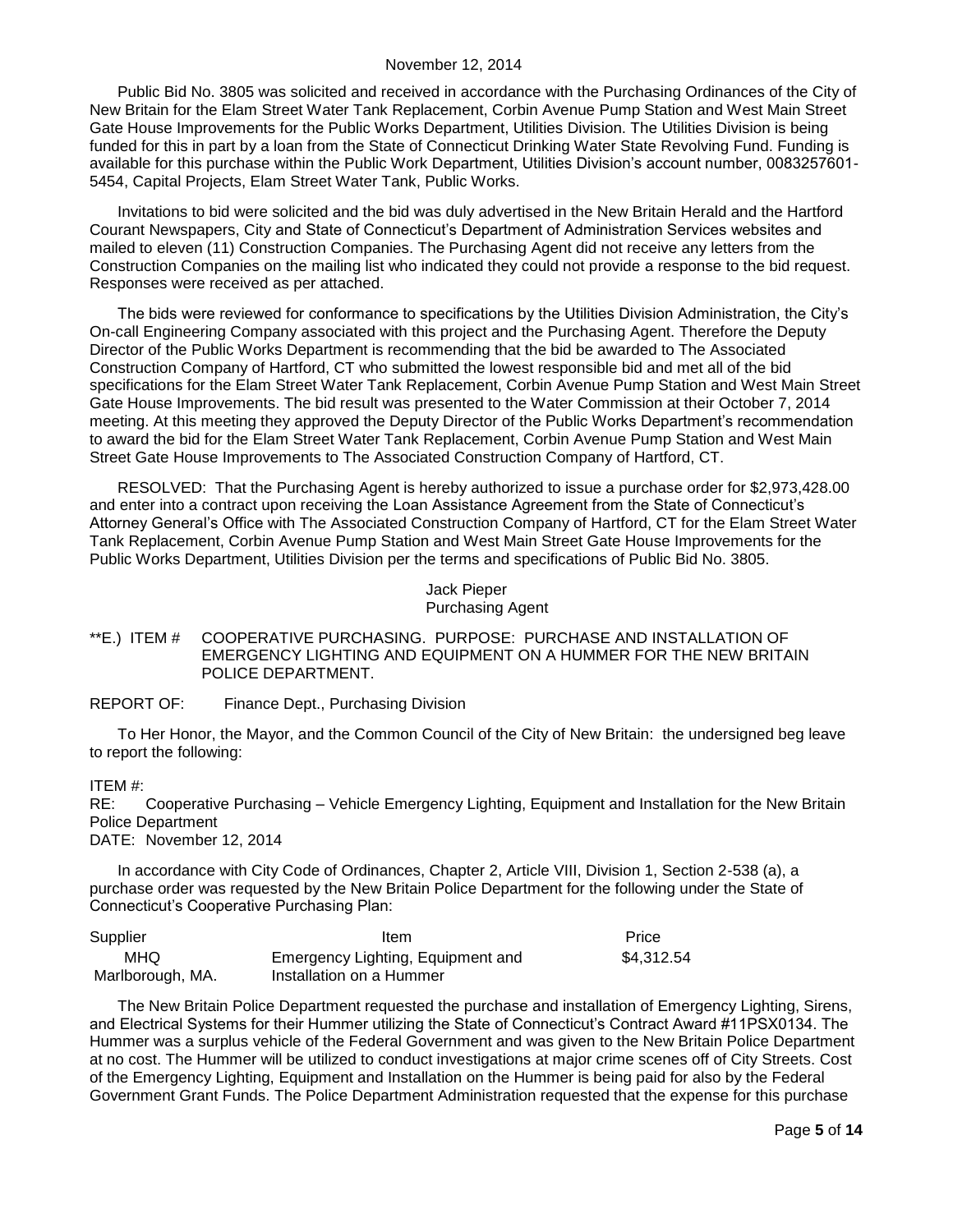November 12, 2014

Public Bid No. 3805 was solicited and received in accordance with the Purchasing Ordinances of the City of New Britain for the Elam Street Water Tank Replacement, Corbin Avenue Pump Station and West Main Street Gate House Improvements for the Public Works Department, Utilities Division. The Utilities Division is being funded for this in part by a loan from the State of Connecticut Drinking Water State Revolving Fund. Funding is available for this purchase within the Public Work Department, Utilities Division's account number, 0083257601-5454, Capital Projects, Elam Street Water Tank, Public Works.

Invitations to bid were solicited and the bid was duly advertised in the New Britain Herald and the Hartford Courant Newspapers, City and State of Connecticut's Department of Administration Services websites and mailed to eleven (11) Construction Companies. The Purchasing Agent did not receive any letters from the Construction Companies on the mailing list who indicated they could not provide a response to the bid request. Responses were received as per attached.

The bids were reviewed for conformance to specifications by the Utilities Division Administration, the City's On-call Engineering Company associated with this project and the Purchasing Agent. Therefore the Deputy Director of the Public Works Department is recommending that the bid be awarded to The Associated Construction Company of Hartford, CT who submitted the lowest responsible bid and met all of the bid specifications for the Elam Street Water Tank Replacement, Corbin Avenue Pump Station and West Main Street Gate House Improvements. The bid result was presented to the Water Commission at their October 7, 2014 meeting. At this meeting they approved the Deputy Director of the Public Works Department's recommendation to award the bid for the Elam Street Water Tank Replacement, Corbin Avenue Pump Station and West Main Street Gate House Improvements to The Associated Construction Company of Hartford, CT.

RESOLVED: That the Purchasing Agent is hereby authorized to issue a purchase order for $2,973,428.00 and enter into a contract upon receiving the Loan Assistance Agreement from the State of Connecticut's Attorney General's Office with The Associated Construction Company of Hartford, CT for the Elam Street Water Tank Replacement, Corbin Avenue Pump Station and West Main Street Gate House Improvements for the Public Works Department, Utilities Division per the terms and specifications of Public Bid No. 3805.

Jack Pieper
Purchasing Agent

**E.) ITEM # COOPERATIVE PURCHASING. PURPOSE: PURCHASE AND INSTALLATION OF EMERGENCY LIGHTING AND EQUIPMENT ON A HUMMER FOR THE NEW BRITAIN POLICE DEPARTMENT.

REPORT OF: Finance Dept., Purchasing Division

To Her Honor, the Mayor, and the Common Council of the City of New Britain: the undersigned beg leave to report the following:

ITEM #:
RE: Cooperative Purchasing – Vehicle Emergency Lighting, Equipment and Installation for the New Britain Police Department
DATE: November 12, 2014

In accordance with City Code of Ordinances, Chapter 2, Article VIII, Division 1, Section 2-538 (a), a purchase order was requested by the New Britain Police Department for the following under the State of Connecticut's Cooperative Purchasing Plan:

| Supplier | Item | Price |
|---|---|---|
| MHQ Marlborough, MA. | Emergency Lighting, Equipment and Installation on a Hummer | $4,312.54 |

The New Britain Police Department requested the purchase and installation of Emergency Lighting, Sirens, and Electrical Systems for their Hummer utilizing the State of Connecticut's Contract Award #11PSX0134. The Hummer was a surplus vehicle of the Federal Government and was given to the New Britain Police Department at no cost. The Hummer will be utilized to conduct investigations at major crime scenes off of City Streets. Cost of the Emergency Lighting, Equipment and Installation on the Hummer is being paid for also by the Federal Government Grant Funds. The Police Department Administration requested that the expense for this purchase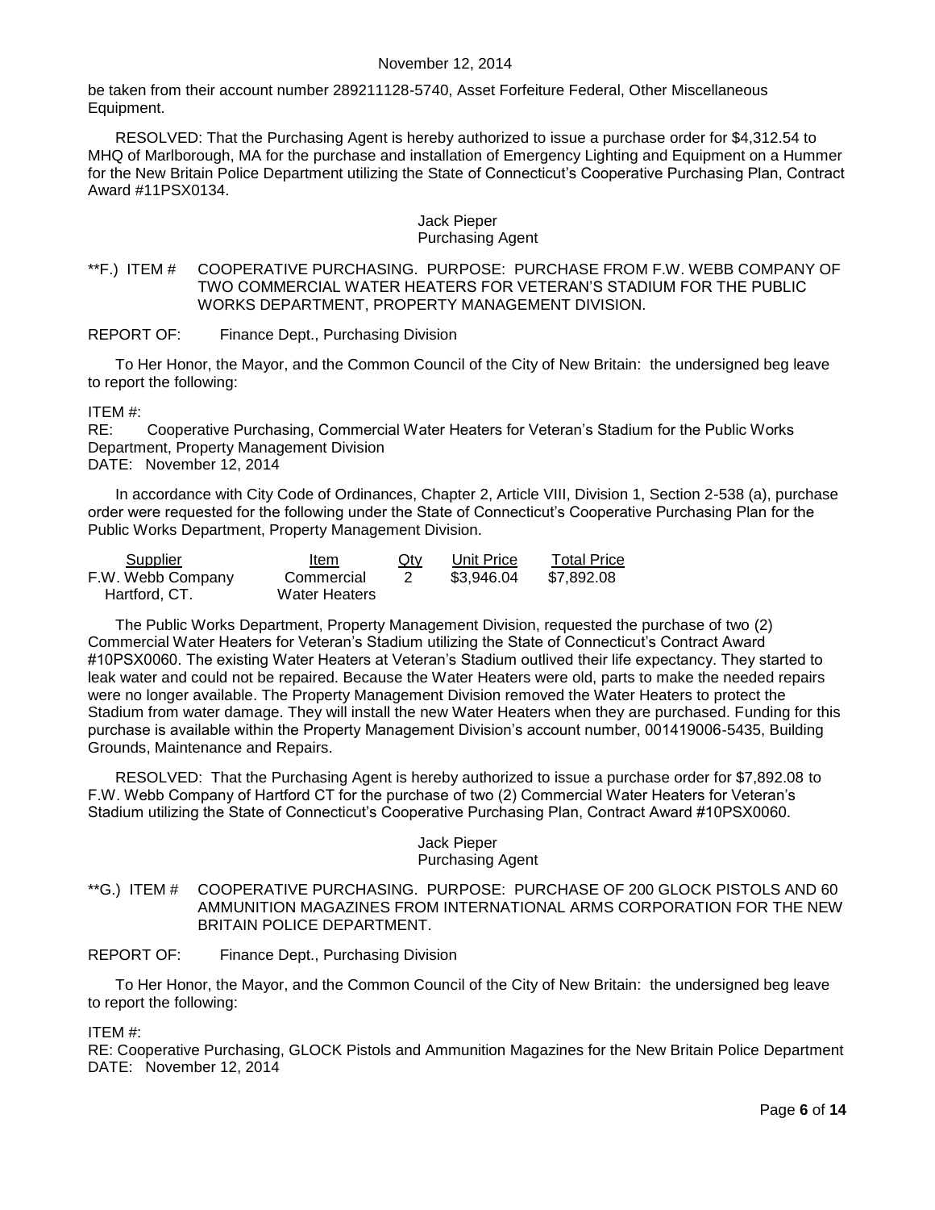be taken from their account number 289211128-5740, Asset Forfeiture Federal, Other Miscellaneous Equipment.

RESOLVED: That the Purchasing Agent is hereby authorized to issue a purchase order for $4,312.54 to MHQ of Marlborough, MA for the purchase and installation of Emergency Lighting and Equipment on a Hummer for the New Britain Police Department utilizing the State of Connecticut's Cooperative Purchasing Plan, Contract Award #11PSX0134.

Jack Pieper
Purchasing Agent

**F.) ITEM # COOPERATIVE PURCHASING. PURPOSE: PURCHASE FROM F.W. WEBB COMPANY OF TWO COMMERCIAL WATER HEATERS FOR VETERAN'S STADIUM FOR THE PUBLIC WORKS DEPARTMENT, PROPERTY MANAGEMENT DIVISION.

REPORT OF: Finance Dept., Purchasing Division

To Her Honor, the Mayor, and the Common Council of the City of New Britain: the undersigned beg leave to report the following:

ITEM #:
RE: Cooperative Purchasing, Commercial Water Heaters for Veteran's Stadium for the Public Works Department, Property Management Division
DATE: November 12, 2014

In accordance with City Code of Ordinances, Chapter 2, Article VIII, Division 1, Section 2-538 (a), purchase order were requested for the following under the State of Connecticut's Cooperative Purchasing Plan for the Public Works Department, Property Management Division.

| Supplier | Item | Qty | Unit Price | Total Price |
|---|---|---|---|---|
| F.W. Webb Company Hartford, CT. | Commercial Water Heaters | 2 | $3,946.04 | $7,892.08 |

The Public Works Department, Property Management Division, requested the purchase of two (2) Commercial Water Heaters for Veteran's Stadium utilizing the State of Connecticut's Contract Award #10PSX0060. The existing Water Heaters at Veteran's Stadium outlived their life expectancy. They started to leak water and could not be repaired. Because the Water Heaters were old, parts to make the needed repairs were no longer available. The Property Management Division removed the Water Heaters to protect the Stadium from water damage. They will install the new Water Heaters when they are purchased. Funding for this purchase is available within the Property Management Division's account number, 001419006-5435, Building Grounds, Maintenance and Repairs.

RESOLVED: That the Purchasing Agent is hereby authorized to issue a purchase order for $7,892.08 to F.W. Webb Company of Hartford CT for the purchase of two (2) Commercial Water Heaters for Veteran's Stadium utilizing the State of Connecticut's Cooperative Purchasing Plan, Contract Award #10PSX0060.

Jack Pieper
Purchasing Agent

**G.) ITEM # COOPERATIVE PURCHASING. PURPOSE: PURCHASE OF 200 GLOCK PISTOLS AND 60 AMMUNITION MAGAZINES FROM INTERNATIONAL ARMS CORPORATION FOR THE NEW BRITAIN POLICE DEPARTMENT.

REPORT OF: Finance Dept., Purchasing Division

To Her Honor, the Mayor, and the Common Council of the City of New Britain: the undersigned beg leave to report the following:

ITEM #:
RE: Cooperative Purchasing, GLOCK Pistols and Ammunition Magazines for the New Britain Police Department
DATE: November 12, 2014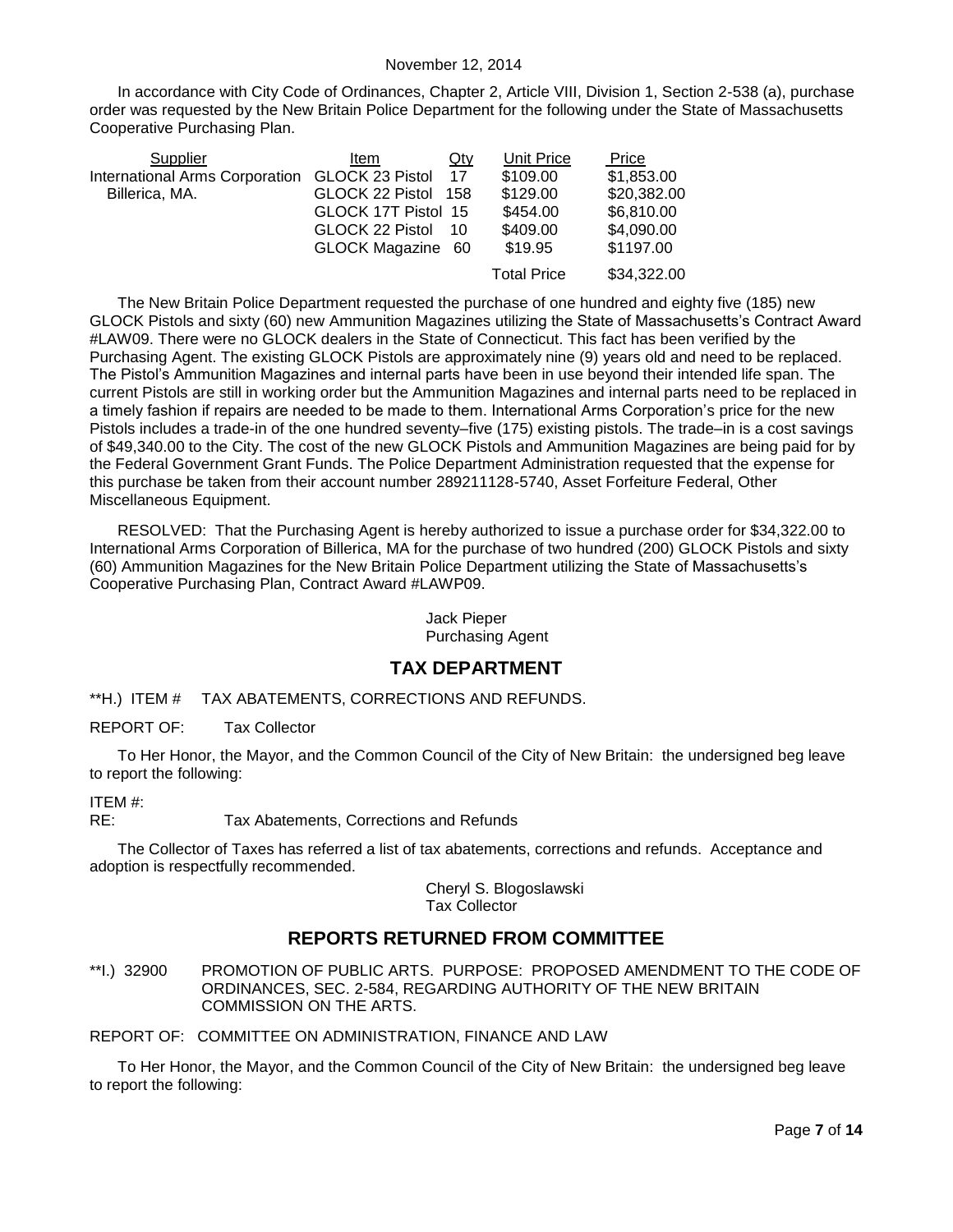November 12, 2014

In accordance with City Code of Ordinances, Chapter 2, Article VIII, Division 1, Section 2-538 (a), purchase order was requested by the New Britain Police Department for the following under the State of Massachusetts Cooperative Purchasing Plan.

| Supplier | Item | Qty | Unit Price | Price |
|---|---|---|---|---|
| International Arms Corporation | GLOCK 23 Pistol | 17 | $109.00 | $1,853.00 |
| Billerica, MA. | GLOCK 22 Pistol | 158 | $129.00 | $20,382.00 |
| | GLOCK 17T Pistol | 15 | $454.00 | $6,810.00 |
| | GLOCK 22 Pistol | 10 | $409.00 | $4,090.00 |
| | GLOCK Magazine | 60 | $19.95 | $1197.00 |
| | | | Total Price | $34,322.00 |

The New Britain Police Department requested the purchase of one hundred and eighty five (185) new GLOCK Pistols and sixty (60) new Ammunition Magazines utilizing the State of Massachusetts's Contract Award #LAW09. There were no GLOCK dealers in the State of Connecticut. This fact has been verified by the Purchasing Agent. The existing GLOCK Pistols are approximately nine (9) years old and need to be replaced. The Pistol's Ammunition Magazines and internal parts have been in use beyond their intended life span. The current Pistols are still in working order but the Ammunition Magazines and internal parts need to be replaced in a timely fashion if repairs are needed to be made to them. International Arms Corporation's price for the new Pistols includes a trade-in of the one hundred seventy–five (175) existing pistols. The trade–in is a cost savings of $49,340.00 to the City. The cost of the new GLOCK Pistols and Ammunition Magazines are being paid for by the Federal Government Grant Funds. The Police Department Administration requested that the expense for this purchase be taken from their account number 289211128-5740, Asset Forfeiture Federal, Other Miscellaneous Equipment.

RESOLVED: That the Purchasing Agent is hereby authorized to issue a purchase order for $34,322.00 to International Arms Corporation of Billerica, MA for the purchase of two hundred (200) GLOCK Pistols and sixty (60) Ammunition Magazines for the New Britain Police Department utilizing the State of Massachusetts's Cooperative Purchasing Plan, Contract Award #LAWP09.

Jack Pieper
Purchasing Agent

## TAX DEPARTMENT

**H.) ITEM # TAX ABATEMENTS, CORRECTIONS AND REFUNDS.

REPORT OF: Tax Collector

To Her Honor, the Mayor, and the Common Council of the City of New Britain: the undersigned beg leave to report the following:

ITEM #:
RE: Tax Abatements, Corrections and Refunds

The Collector of Taxes has referred a list of tax abatements, corrections and refunds. Acceptance and adoption is respectfully recommended.

Cheryl S. Blogoslawski
Tax Collector

## REPORTS RETURNED FROM COMMITTEE

**I.) 32900 PROMOTION OF PUBLIC ARTS. PURPOSE: PROPOSED AMENDMENT TO THE CODE OF ORDINANCES, SEC. 2-584, REGARDING AUTHORITY OF THE NEW BRITAIN COMMISSION ON THE ARTS.

REPORT OF: COMMITTEE ON ADMINISTRATION, FINANCE AND LAW

To Her Honor, the Mayor, and the Common Council of the City of New Britain: the undersigned beg leave to report the following: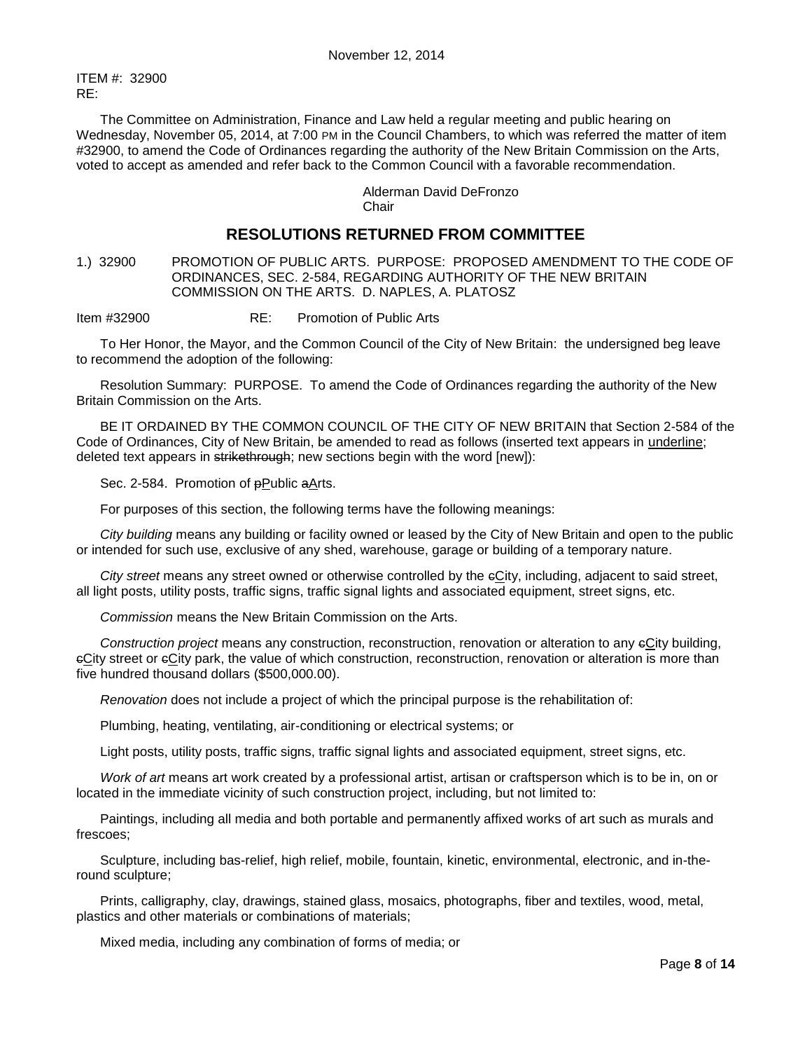November 12, 2014

ITEM #: 32900
RE:

The Committee on Administration, Finance and Law held a regular meeting and public hearing on Wednesday, November 05, 2014, at 7:00 PM in the Council Chambers, to which was referred the matter of item #32900, to amend the Code of Ordinances regarding the authority of the New Britain Commission on the Arts, voted to accept as amended and refer back to the Common Council with a favorable recommendation.

Alderman David DeFronzo
Chair

## RESOLUTIONS RETURNED FROM COMMITTEE

1.) 32900 PROMOTION OF PUBLIC ARTS. PURPOSE: PROPOSED AMENDMENT TO THE CODE OF ORDINANCES, SEC. 2-584, REGARDING AUTHORITY OF THE NEW BRITAIN COMMISSION ON THE ARTS. D. NAPLES, A. PLATOSZ

Item #32900 RE: Promotion of Public Arts

To Her Honor, the Mayor, and the Common Council of the City of New Britain: the undersigned beg leave to recommend the adoption of the following:

Resolution Summary: PURPOSE. To amend the Code of Ordinances regarding the authority of the New Britain Commission on the Arts.

BE IT ORDAINED BY THE COMMON COUNCIL OF THE CITY OF NEW BRITAIN that Section 2-584 of the Code of Ordinances, City of New Britain, be amended to read as follows (inserted text appears in <u>underline</u>; deleted text appears in ~~strikethrough~~; new sections begin with the word [new]):

Sec. 2-584. Promotion of ~~p~~<u>P</u>ublic ~~a~~<u>A</u>rts.

For purposes of this section, the following terms have the following meanings:

*City building* means any building or facility owned or leased by the City of New Britain and open to the public or intended for such use, exclusive of any shed, warehouse, garage or building of a temporary nature.

*City street* means any street owned or otherwise controlled by the ~~c~~<u>C</u>ity, including, adjacent to said street, all light posts, utility posts, traffic signs, traffic signal lights and associated equipment, street signs, etc.

*Commission* means the New Britain Commission on the Arts.

*Construction project* means any construction, reconstruction, renovation or alteration to any ~~c~~<u>C</u>ity building, ~~c~~<u>C</u>ity street or ~~c~~<u>C</u>ity park, the value of which construction, reconstruction, renovation or alteration is more than five hundred thousand dollars ($500,000.00).

*Renovation* does not include a project of which the principal purpose is the rehabilitation of:

Plumbing, heating, ventilating, air-conditioning or electrical systems; or

Light posts, utility posts, traffic signs, traffic signal lights and associated equipment, street signs, etc.

*Work of art* means art work created by a professional artist, artisan or craftsperson which is to be in, on or located in the immediate vicinity of such construction project, including, but not limited to:

Paintings, including all media and both portable and permanently affixed works of art such as murals and frescoes;

Sculpture, including bas-relief, high relief, mobile, fountain, kinetic, environmental, electronic, and in-the-round sculpture;

Prints, calligraphy, clay, drawings, stained glass, mosaics, photographs, fiber and textiles, wood, metal, plastics and other materials or combinations of materials;

Mixed media, including any combination of forms of media; or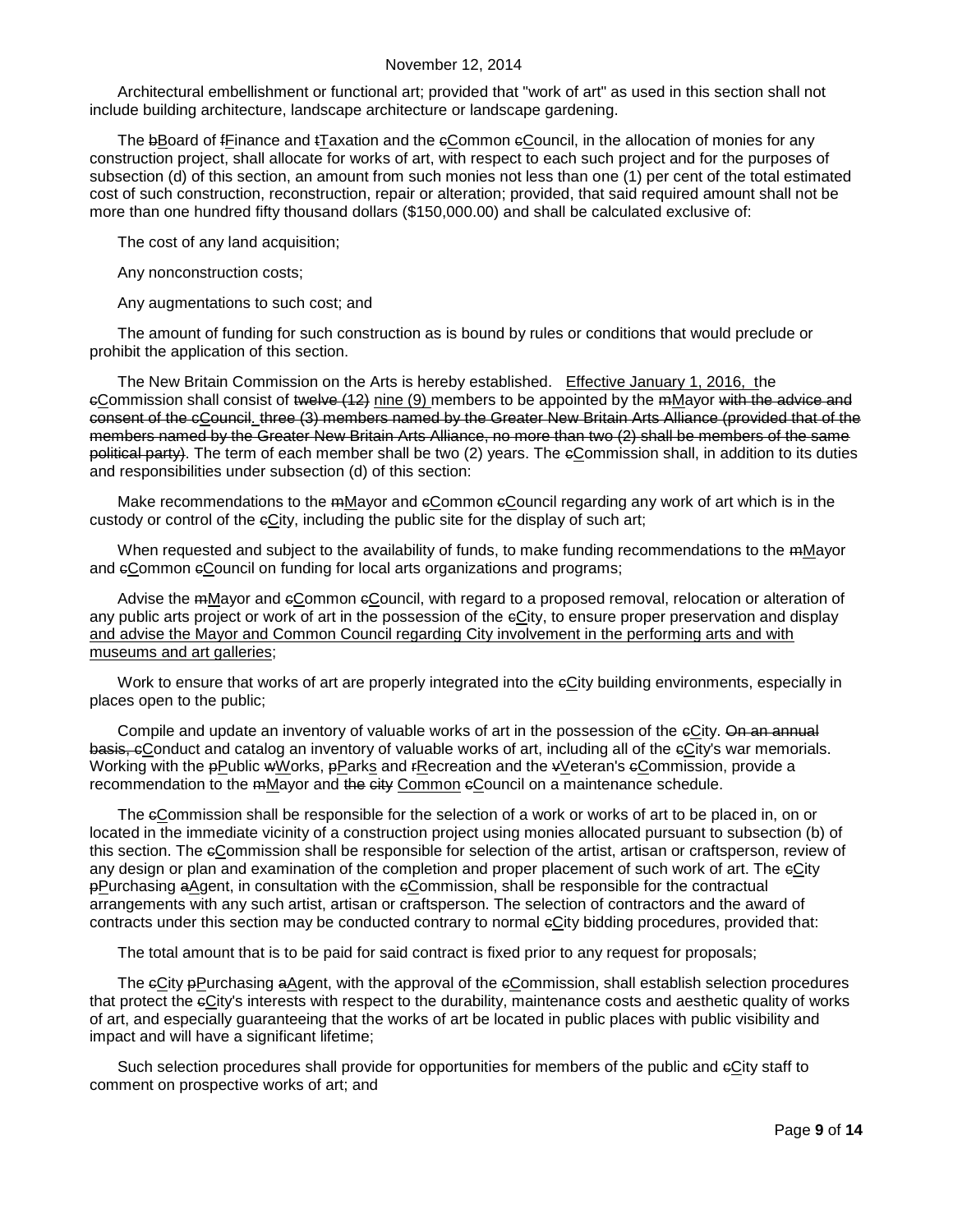Architectural embellishment or functional art; provided that "work of art" as used in this section shall not include building architecture, landscape architecture or landscape gardening.

The ~~b~~<u>B</u>oard of ~~f~~<u>F</u>inance and ~~t~~<u>T</u>axation and the ~~c~~<u>C</u>ommon ~~c~~<u>C</u>ouncil, in the allocation of monies for any construction project, shall allocate for works of art, with respect to each such project and for the purposes of subsection (d) of this section, an amount from such monies not less than one (1) per cent of the total estimated cost of such construction, reconstruction, repair or alteration; provided, that said required amount shall not be more than one hundred fifty thousand dollars ($150,000.00) and shall be calculated exclusive of:

The cost of any land acquisition;

Any nonconstruction costs;

Any augmentations to such cost; and

The amount of funding for such construction as is bound by rules or conditions that would preclude or prohibit the application of this section.

The New Britain Commission on the Arts is hereby established. <u>Effective January 1, 2016, t</u>he ~~c~~<u>C</u>ommission shall consist of ~~twelve (12)~~ <u>nine (9)</u> members to be appointed by the ~~m~~<u>M</u>ayor ~~with the advice and consent of the c~~<u>C</u>~~ouncil~~<u>.</u> ~~three (3) members named by the Greater New Britain Arts Alliance (provided that of the members named by the Greater New Britain Arts Alliance, no more than two (2) shall be members of the same political party)~~. The term of each member shall be two (2) years. The ~~c~~<u>C</u>ommission shall, in addition to its duties and responsibilities under subsection (d) of this section:

Make recommendations to the ~~m~~<u>M</u>ayor and ~~c~~<u>C</u>ommon ~~c~~<u>C</u>ouncil regarding any work of art which is in the custody or control of the ~~c~~<u>C</u>ity, including the public site for the display of such art;

When requested and subject to the availability of funds, to make funding recommendations to the ~~m~~<u>M</u>ayor and ~~c~~<u>C</u>ommon ~~c~~<u>C</u>ouncil on funding for local arts organizations and programs;

Advise the ~~m~~<u>M</u>ayor and ~~c~~<u>C</u>ommon ~~c~~<u>C</u>ouncil, with regard to a proposed removal, relocation or alteration of any public arts project or work of art in the possession of the ~~c~~<u>C</u>ity, to ensure proper preservation and display <u>and advise the Mayor and Common Council regarding City involvement in the performing arts and with museums and art galleries</u>;

Work to ensure that works of art are properly integrated into the ~~c~~<u>C</u>ity building environments, especially in places open to the public;

Compile and update an inventory of valuable works of art in the possession of the ~~c~~<u>C</u>ity. ~~On an annual basis, c~~<u>C</u>onduct and catalog an inventory of valuable works of art, including all of the ~~c~~<u>C</u>ity's war memorials. Working with the ~~p~~<u>P</u>ublic ~~w~~<u>W</u>orks, ~~p~~<u>P</u>ark<u>s</u> and ~~r~~<u>R</u>ecreation and the ~~v~~<u>V</u>eteran's ~~c~~<u>C</u>ommission, provide a recommendation to the ~~m~~<u>M</u>ayor and ~~the city~~ <u>Common</u> ~~c~~<u>C</u>ouncil on a maintenance schedule.

The ~~c~~<u>C</u>ommission shall be responsible for the selection of a work or works of art to be placed in, on or located in the immediate vicinity of a construction project using monies allocated pursuant to subsection (b) of this section. The ~~c~~<u>C</u>ommission shall be responsible for selection of the artist, artisan or craftsperson, review of any design or plan and examination of the completion and proper placement of such work of art. The ~~c~~<u>C</u>ity ~~p~~<u>P</u>urchasing ~~a~~<u>A</u>gent, in consultation with the ~~c~~<u>C</u>ommission, shall be responsible for the contractual arrangements with any such artist, artisan or craftsperson. The selection of contractors and the award of contracts under this section may be conducted contrary to normal ~~c~~<u>C</u>ity bidding procedures, provided that:

The total amount that is to be paid for said contract is fixed prior to any request for proposals;

The ~~c~~<u>C</u>ity ~~p~~<u>P</u>urchasing ~~a~~<u>A</u>gent, with the approval of the ~~c~~<u>C</u>ommission, shall establish selection procedures that protect the ~~c~~<u>C</u>ity's interests with respect to the durability, maintenance costs and aesthetic quality of works of art, and especially guaranteeing that the works of art be located in public places with public visibility and impact and will have a significant lifetime;

Such selection procedures shall provide for opportunities for members of the public and ~~c~~<u>C</u>ity staff to comment on prospective works of art; and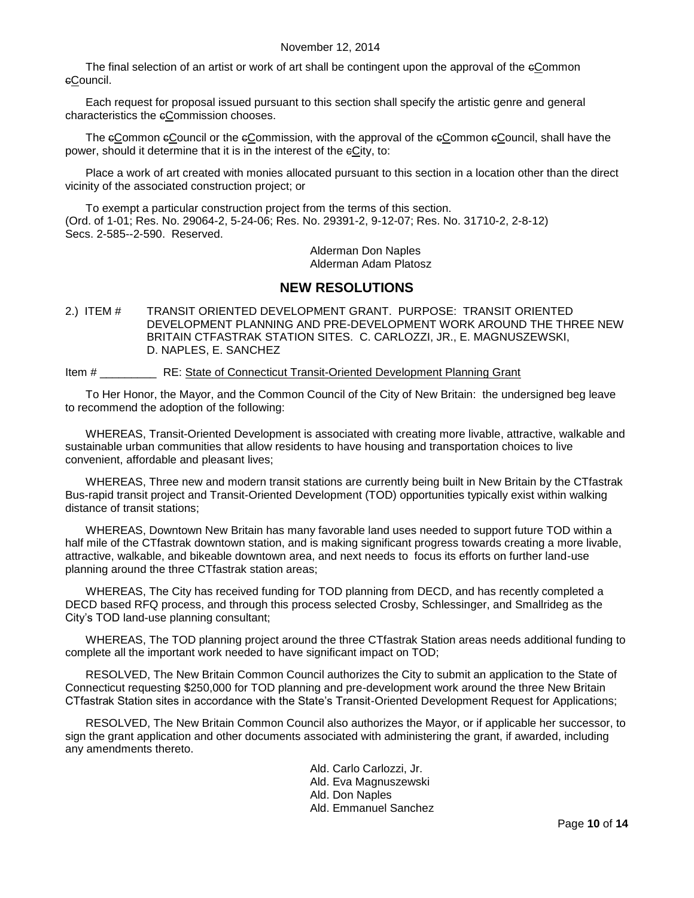The final selection of an artist or work of art shall be contingent upon the approval of the cCommon cCouncil.

Each request for proposal issued pursuant to this section shall specify the artistic genre and general characteristics the cCommission chooses.

The cCommon cCouncil or the cCommission, with the approval of the cCommon cCouncil, shall have the power, should it determine that it is in the interest of the cCity, to:

Place a work of art created with monies allocated pursuant to this section in a location other than the direct vicinity of the associated construction project; or

To exempt a particular construction project from the terms of this section.
(Ord. of 1-01; Res. No. 29064-2, 5-24-06; Res. No. 29391-2, 9-12-07; Res. No. 31710-2, 2-8-12)
Secs. 2-585--2-590. Reserved.

Alderman Don Naples
Alderman Adam Platosz

## NEW RESOLUTIONS

2.) ITEM # TRANSIT ORIENTED DEVELOPMENT GRANT. PURPOSE: TRANSIT ORIENTED DEVELOPMENT PLANNING AND PRE-DEVELOPMENT WORK AROUND THE THREE NEW BRITAIN CTFASTRAK STATION SITES. C. CARLOZZI, JR., E. MAGNUSZEWSKI, D. NAPLES, E. SANCHEZ

Item # _________ RE: State of Connecticut Transit-Oriented Development Planning Grant

To Her Honor, the Mayor, and the Common Council of the City of New Britain: the undersigned beg leave to recommend the adoption of the following:

WHEREAS, Transit-Oriented Development is associated with creating more livable, attractive, walkable and sustainable urban communities that allow residents to have housing and transportation choices to live convenient, affordable and pleasant lives;

WHEREAS, Three new and modern transit stations are currently being built in New Britain by the CTfastrak Bus-rapid transit project and Transit-Oriented Development (TOD) opportunities typically exist within walking distance of transit stations;

WHEREAS, Downtown New Britain has many favorable land uses needed to support future TOD within a half mile of the CTfastrak downtown station, and is making significant progress towards creating a more livable, attractive, walkable, and bikeable downtown area, and next needs to focus its efforts on further land-use planning around the three CTfastrak station areas;

WHEREAS, The City has received funding for TOD planning from DECD, and has recently completed a DECD based RFQ process, and through this process selected Crosby, Schlessinger, and Smallrideg as the City's TOD land-use planning consultant;

WHEREAS, The TOD planning project around the three CTfastrak Station areas needs additional funding to complete all the important work needed to have significant impact on TOD;

RESOLVED, The New Britain Common Council authorizes the City to submit an application to the State of Connecticut requesting $250,000 for TOD planning and pre-development work around the three New Britain CTfastrak Station sites in accordance with the State's Transit-Oriented Development Request for Applications;

RESOLVED, The New Britain Common Council also authorizes the Mayor, or if applicable her successor, to sign the grant application and other documents associated with administering the grant, if awarded, including any amendments thereto.

Ald. Carlo Carlozzi, Jr.
Ald. Eva Magnuszewski
Ald. Don Naples
Ald. Emmanuel Sanchez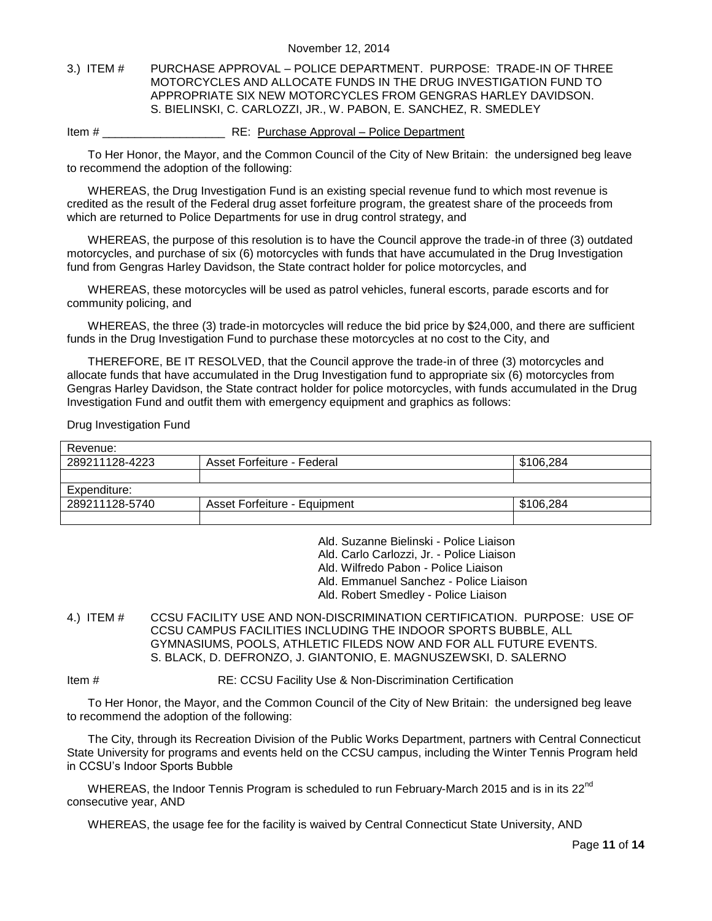November 12, 2014

3.) ITEM # PURCHASE APPROVAL – POLICE DEPARTMENT. PURPOSE: TRADE-IN OF THREE MOTORCYCLES AND ALLOCATE FUNDS IN THE DRUG INVESTIGATION FUND TO APPROPRIATE SIX NEW MOTORCYCLES FROM GENGRAS HARLEY DAVIDSON. S. BIELINSKI, C. CARLOZZI, JR., W. PABON, E. SANCHEZ, R. SMEDLEY

Item # ___________________ RE: Purchase Approval – Police Department

To Her Honor, the Mayor, and the Common Council of the City of New Britain: the undersigned beg leave to recommend the adoption of the following:

WHEREAS, the Drug Investigation Fund is an existing special revenue fund to which most revenue is credited as the result of the Federal drug asset forfeiture program, the greatest share of the proceeds from which are returned to Police Departments for use in drug control strategy, and

WHEREAS, the purpose of this resolution is to have the Council approve the trade-in of three (3) outdated motorcycles, and purchase of six (6) motorcycles with funds that have accumulated in the Drug Investigation fund from Gengras Harley Davidson, the State contract holder for police motorcycles, and

WHEREAS, these motorcycles will be used as patrol vehicles, funeral escorts, parade escorts and for community policing, and

WHEREAS, the three (3) trade-in motorcycles will reduce the bid price by $24,000, and there are sufficient funds in the Drug Investigation Fund to purchase these motorcycles at no cost to the City, and

THEREFORE, BE IT RESOLVED, that the Council approve the trade-in of three (3) motorcycles and allocate funds that have accumulated in the Drug Investigation fund to appropriate six (6) motorcycles from Gengras Harley Davidson, the State contract holder for police motorcycles, with funds accumulated in the Drug Investigation Fund and outfit them with emergency equipment and graphics as follows:

Drug Investigation Fund

| Revenue: | | |
|---|---|---|
| 289211128-4223 | Asset Forfeiture - Federal | $106,284 |
| | | |
| Expenditure: | | |
| 289211128-5740 | Asset Forfeiture - Equipment | $106,284 |
| | | |

Ald. Suzanne Bielinski - Police Liaison
Ald. Carlo Carlozzi, Jr. - Police Liaison
Ald. Wilfredo Pabon - Police Liaison
Ald. Emmanuel Sanchez - Police Liaison
Ald. Robert Smedley - Police Liaison

4.) ITEM # CCSU FACILITY USE AND NON-DISCRIMINATION CERTIFICATION. PURPOSE: USE OF CCSU CAMPUS FACILITIES INCLUDING THE INDOOR SPORTS BUBBLE, ALL GYMNASIUMS, POOLS, ATHLETIC FILEDS NOW AND FOR ALL FUTURE EVENTS. S. BLACK, D. DEFRONZO, J. GIANTONIO, E. MAGNUSZEWSKI, D. SALERNO

Item # RE: CCSU Facility Use & Non-Discrimination Certification

To Her Honor, the Mayor, and the Common Council of the City of New Britain: the undersigned beg leave to recommend the adoption of the following:

The City, through its Recreation Division of the Public Works Department, partners with Central Connecticut State University for programs and events held on the CCSU campus, including the Winter Tennis Program held in CCSU's Indoor Sports Bubble

WHEREAS, the Indoor Tennis Program is scheduled to run February-March 2015 and is in its 22nd consecutive year, AND

WHEREAS, the usage fee for the facility is waived by Central Connecticut State University, AND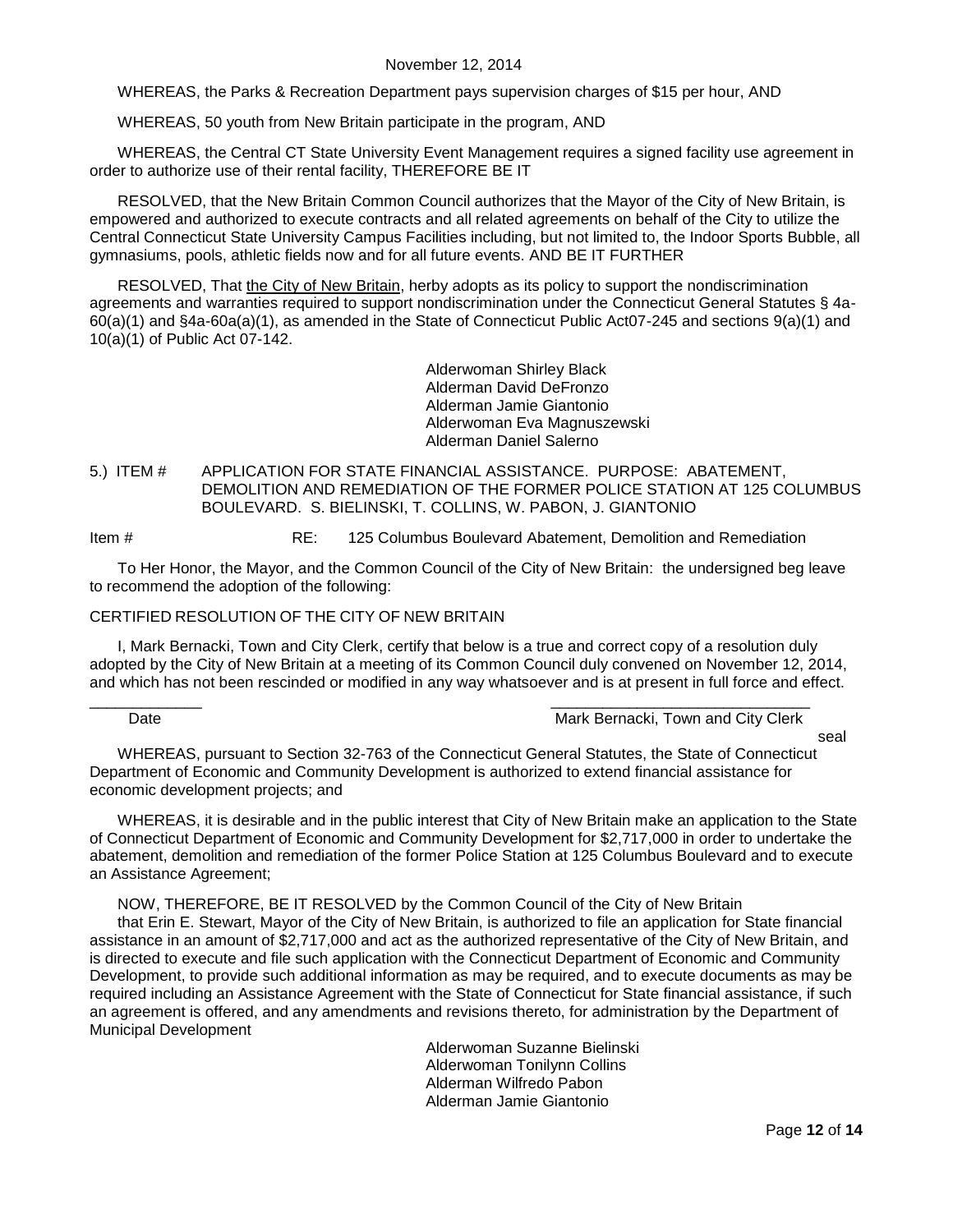WHEREAS, the Parks & Recreation Department pays supervision charges of $15 per hour, AND

WHEREAS, 50 youth from New Britain participate in the program, AND

WHEREAS, the Central CT State University Event Management requires a signed facility use agreement in order to authorize use of their rental facility, THEREFORE BE IT

RESOLVED, that the New Britain Common Council authorizes that the Mayor of the City of New Britain, is empowered and authorized to execute contracts and all related agreements on behalf of the City to utilize the Central Connecticut State University Campus Facilities including, but not limited to, the Indoor Sports Bubble, all gymnasiums, pools, athletic fields now and for all future events. AND BE IT FURTHER

RESOLVED, That the City of New Britain, herby adopts as its policy to support the nondiscrimination agreements and warranties required to support nondiscrimination under the Connecticut General Statutes § 4a-60(a)(1) and §4a-60a(a)(1), as amended in the State of Connecticut Public Act07-245 and sections 9(a)(1) and 10(a)(1) of Public Act 07-142.

Alderwoman Shirley Black
Alderman David DeFronzo
Alderman Jamie Giantonio
Alderwoman Eva Magnuszewski
Alderman Daniel Salerno

5.) ITEM # APPLICATION FOR STATE FINANCIAL ASSISTANCE. PURPOSE: ABATEMENT, DEMOLITION AND REMEDIATION OF THE FORMER POLICE STATION AT 125 COLUMBUS BOULEVARD. S. BIELINSKI, T. COLLINS, W. PABON, J. GIANTONIO

Item # RE: 125 Columbus Boulevard Abatement, Demolition and Remediation

To Her Honor, the Mayor, and the Common Council of the City of New Britain: the undersigned beg leave to recommend the adoption of the following:

CERTIFIED RESOLUTION OF THE CITY OF NEW BRITAIN

I, Mark Bernacki, Town and City Clerk, certify that below is a true and correct copy of a resolution duly adopted by the City of New Britain at a meeting of its Common Council duly convened on November 12, 2014, and which has not been rescinded or modified in any way whatsoever and is at present in full force and effect.

_____________ Date

______________________________ Mark Bernacki, Town and City Clerk

seal

WHEREAS, pursuant to Section 32-763 of the Connecticut General Statutes, the State of Connecticut Department of Economic and Community Development is authorized to extend financial assistance for economic development projects; and

WHEREAS, it is desirable and in the public interest that City of New Britain make an application to the State of Connecticut Department of Economic and Community Development for $2,717,000 in order to undertake the abatement, demolition and remediation of the former Police Station at 125 Columbus Boulevard and to execute an Assistance Agreement;

NOW, THEREFORE, BE IT RESOLVED by the Common Council of the City of New Britain that Erin E. Stewart, Mayor of the City of New Britain, is authorized to file an application for State financial assistance in an amount of $2,717,000 and act as the authorized representative of the City of New Britain, and is directed to execute and file such application with the Connecticut Department of Economic and Community Development, to provide such additional information as may be required, and to execute documents as may be required including an Assistance Agreement with the State of Connecticut for State financial assistance, if such an agreement is offered, and any amendments and revisions thereto, for administration by the Department of Municipal Development

Alderwoman Suzanne Bielinski
Alderwoman Tonilynn Collins
Alderman Wilfredo Pabon
Alderman Jamie Giantonio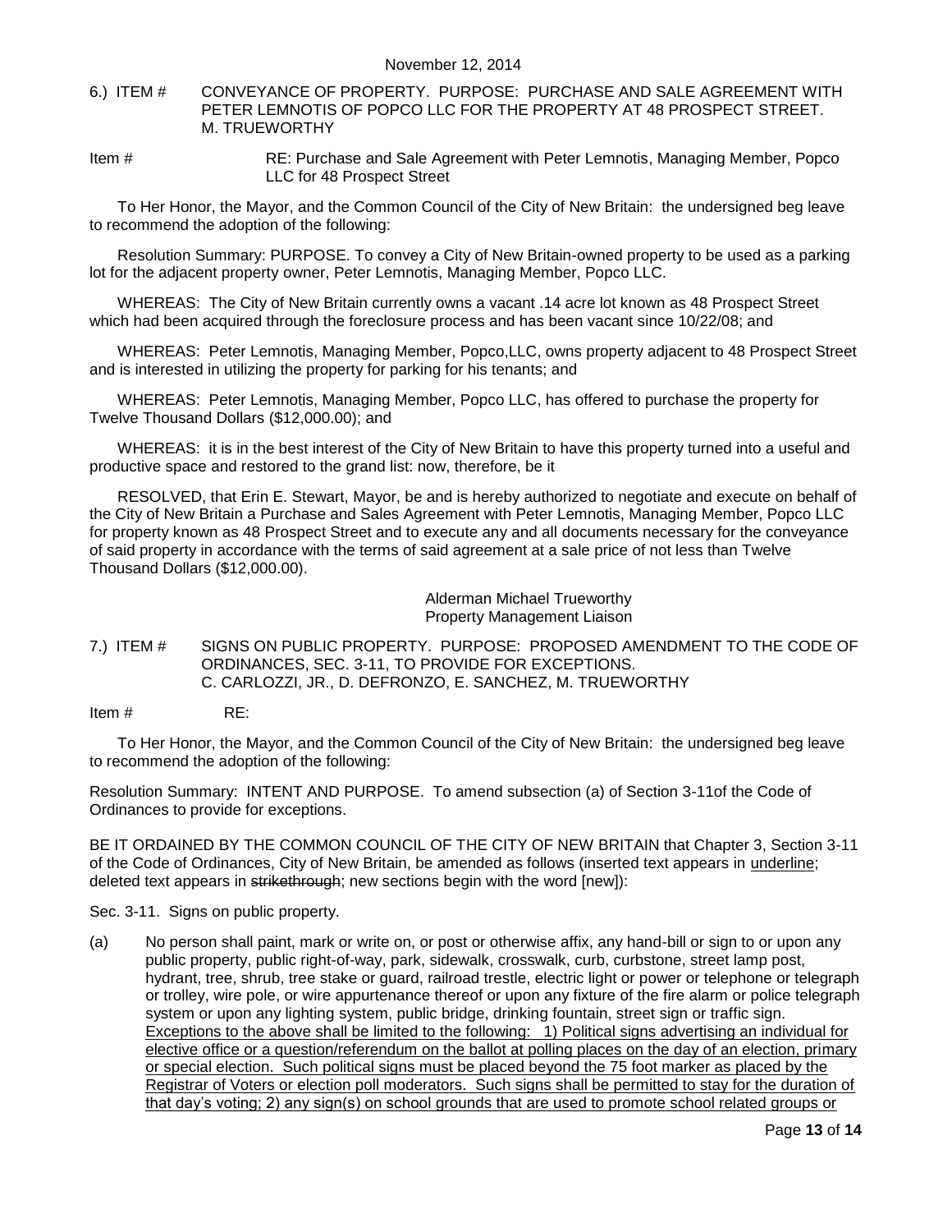November 12, 2014

6.) ITEM # CONVEYANCE OF PROPERTY. PURPOSE: PURCHASE AND SALE AGREEMENT WITH PETER LEMNOTIS OF POPCO LLC FOR THE PROPERTY AT 48 PROSPECT STREET. M. TRUEWORTHY

Item # RE: Purchase and Sale Agreement with Peter Lemnotis, Managing Member, Popco LLC for 48 Prospect Street

To Her Honor, the Mayor, and the Common Council of the City of New Britain: the undersigned beg leave to recommend the adoption of the following:

Resolution Summary: PURPOSE. To convey a City of New Britain-owned property to be used as a parking lot for the adjacent property owner, Peter Lemnotis, Managing Member, Popco LLC.

WHEREAS: The City of New Britain currently owns a vacant .14 acre lot known as 48 Prospect Street which had been acquired through the foreclosure process and has been vacant since 10/22/08; and

WHEREAS: Peter Lemnotis, Managing Member, Popco,LLC, owns property adjacent to 48 Prospect Street and is interested in utilizing the property for parking for his tenants; and

WHEREAS: Peter Lemnotis, Managing Member, Popco LLC, has offered to purchase the property for Twelve Thousand Dollars ($12,000.00); and

WHEREAS: it is in the best interest of the City of New Britain to have this property turned into a useful and productive space and restored to the grand list: now, therefore, be it

RESOLVED, that Erin E. Stewart, Mayor, be and is hereby authorized to negotiate and execute on behalf of the City of New Britain a Purchase and Sales Agreement with Peter Lemnotis, Managing Member, Popco LLC for property known as 48 Prospect Street and to execute any and all documents necessary for the conveyance of said property in accordance with the terms of said agreement at a sale price of not less than Twelve Thousand Dollars ($12,000.00).

Alderman Michael Trueworthy
Property Management Liaison

7.) ITEM # SIGNS ON PUBLIC PROPERTY. PURPOSE: PROPOSED AMENDMENT TO THE CODE OF ORDINANCES, SEC. 3-11, TO PROVIDE FOR EXCEPTIONS. C. CARLOZZI, JR., D. DEFRONZO, E. SANCHEZ, M. TRUEWORTHY

Item # RE:

To Her Honor, the Mayor, and the Common Council of the City of New Britain: the undersigned beg leave to recommend the adoption of the following:

Resolution Summary: INTENT AND PURPOSE. To amend subsection (a) of Section 3-11of the Code of Ordinances to provide for exceptions.

BE IT ORDAINED BY THE COMMON COUNCIL OF THE CITY OF NEW BRITAIN that Chapter 3, Section 3-11 of the Code of Ordinances, City of New Britain, be amended as follows (inserted text appears in <u>underline</u>; deleted text appears in ~~strikethrough~~; new sections begin with the word [new]):

Sec. 3-11. Signs on public property.

(a) No person shall paint, mark or write on, or post or otherwise affix, any hand-bill or sign to or upon any public property, public right-of-way, park, sidewalk, crosswalk, curb, curbstone, street lamp post, hydrant, tree, shrub, tree stake or guard, railroad trestle, electric light or power or telephone or telegraph or trolley, wire pole, or wire appurtenance thereof or upon any fixture of the fire alarm or police telegraph system or upon any lighting system, public bridge, drinking fountain, street sign or traffic sign. <u>Exceptions to the above shall be limited to the following: 1) Political signs advertising an individual for elective office or a question/referendum on the ballot at polling places on the day of an election, primary or special election. Such political signs must be placed beyond the 75 foot marker as placed by the Registrar of Voters or election poll moderators. Such signs shall be permitted to stay for the duration of that day's voting; 2) any sign(s) on school grounds that are used to promote school related groups or</u>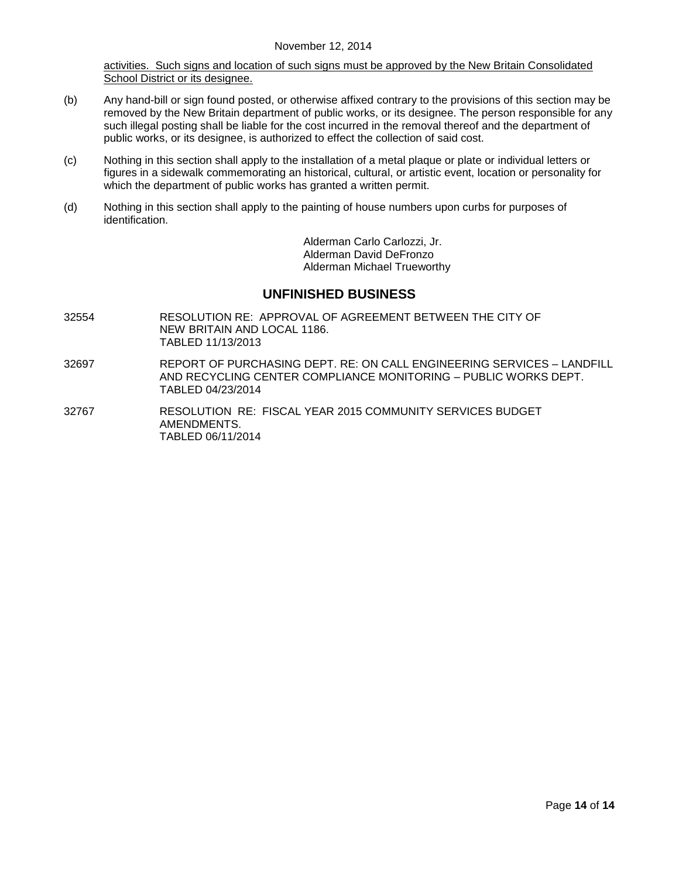<u>activities. Such signs and location of such signs must be approved by the New Britain Consolidated School District or its designee.</u>

(b) Any hand-bill or sign found posted, or otherwise affixed contrary to the provisions of this section may be removed by the New Britain department of public works, or its designee. The person responsible for any such illegal posting shall be liable for the cost incurred in the removal thereof and the department of public works, or its designee, is authorized to effect the collection of said cost.

(c) Nothing in this section shall apply to the installation of a metal plaque or plate or individual letters or figures in a sidewalk commemorating an historical, cultural, or artistic event, location or personality for which the department of public works has granted a written permit.

(d) Nothing in this section shall apply to the painting of house numbers upon curbs for purposes of identification.

Alderman Carlo Carlozzi, Jr.
Alderman David DeFronzo
Alderman Michael Trueworthy

## UNFINISHED BUSINESS

32554 RESOLUTION RE: APPROVAL OF AGREEMENT BETWEEN THE CITY OF NEW BRITAIN AND LOCAL 1186.
TABLED 11/13/2013

32697 REPORT OF PURCHASING DEPT. RE: ON CALL ENGINEERING SERVICES – LANDFILL AND RECYCLING CENTER COMPLIANCE MONITORING – PUBLIC WORKS DEPT.
TABLED 04/23/2014

32767 RESOLUTION RE: FISCAL YEAR 2015 COMMUNITY SERVICES BUDGET AMENDMENTS.
TABLED 06/11/2014